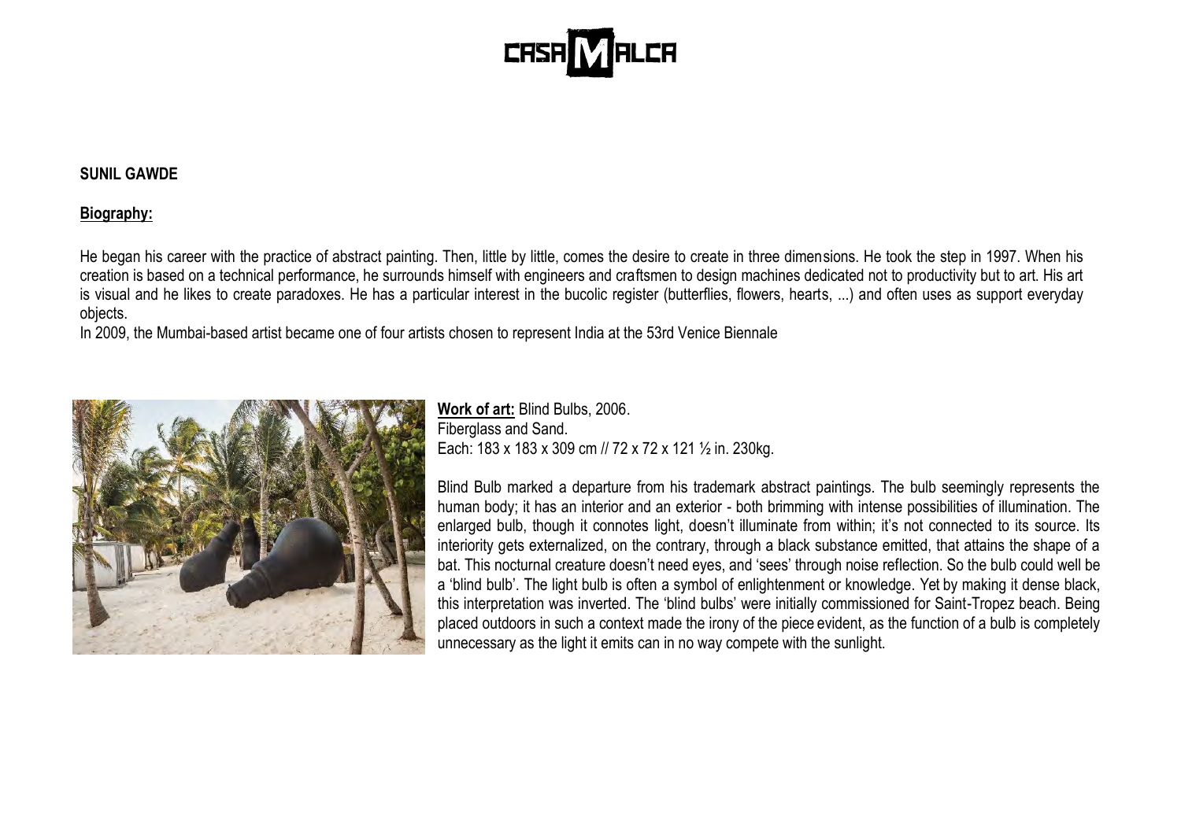## SUNIL GAWDE

**Biography:**

He began his career with the practice of abstract painting. Then, little by little, comes the desire to create in three dimensions. He took the step in 1997. When his creation is based on a technical performance, he surrounds himself with engineers and craftsmen to design machines dedicated not to productivity but to art. His art is visual and he likes to create paradoxes. He has a particular interest in the bucolic register (butterflies, flowers, hearts, ...) and often uses as support everyday objects.

In 2009, the Mumbai-based artist became one of four artists chosen to represent India at the 53rd Venice Biennale

**Work of art:** Blind Bulbs, 2006.
Fiberglass and Sand.
Each: 183 x 183 x 309 cm // 72 x 72 x 121 ½ in. 230kg.

Blind Bulb marked a departure from his trademark abstract paintings. The bulb seemingly represents the human body; it has an interior and an exterior - both brimming with intense possibilities of illumination. The enlarged bulb, though it connotes light, doesn't illuminate from within; it's not connected to its source. Its interiority gets externalized, on the contrary, through a black substance emitted, that attains the shape of a bat. This nocturnal creature doesn't need eyes, and 'sees' through noise reflection. So the bulb could well be a 'blind bulb'. The light bulb is often a symbol of enlightenment or knowledge. Yet by making it dense black, this interpretation was inverted. The 'blind bulbs' were initially commissioned for Saint-Tropez beach. Being placed outdoors in such a context made the irony of the piece evident, as the function of a bulb is completely unnecessary as the light it emits can in no way compete with the sunlight.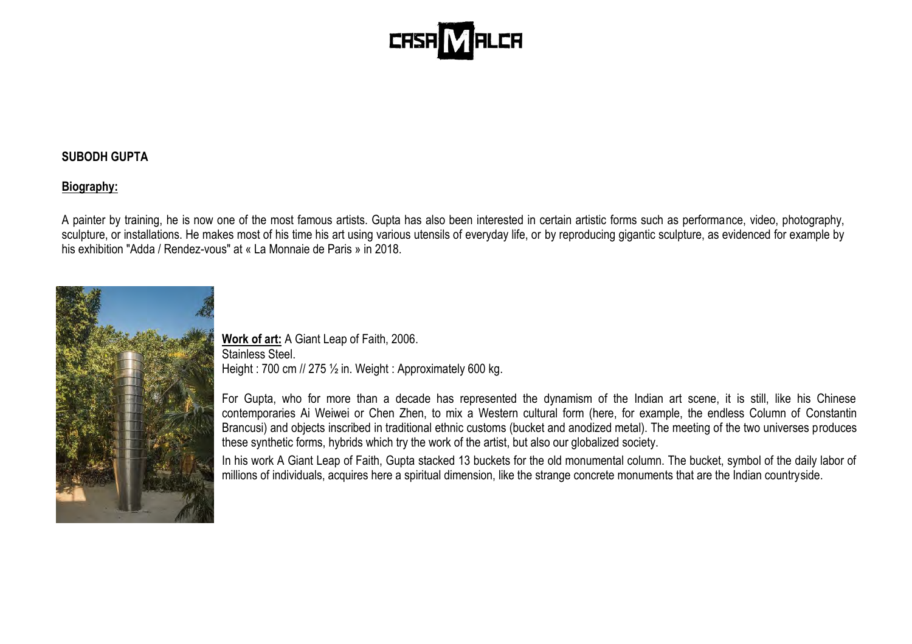**SUBODH GUPTA**

**Biography:**

A painter by training, he is now one of the most famous artists. Gupta has also been interested in certain artistic forms such as performance, video, photography, sculpture, or installations. He makes most of his time his art using various utensils of everyday life, or by reproducing gigantic sculpture, as evidenced for example by his exhibition "Adda / Rendez-vous" at « La Monnaie de Paris » in 2018.

**Work of art:** A Giant Leap of Faith, 2006.
Stainless Steel.
Height : 700 cm // 275 ½ in. Weight : Approximately 600 kg.

For Gupta, who for more than a decade has represented the dynamism of the Indian art scene, it is still, like his Chinese contemporaries Ai Weiwei or Chen Zhen, to mix a Western cultural form (here, for example, the endless Column of Constantin Brancusi) and objects inscribed in traditional ethnic customs (bucket and anodized metal). The meeting of the two universes produces these synthetic forms, hybrids which try the work of the artist, but also our globalized society.

In his work A Giant Leap of Faith, Gupta stacked 13 buckets for the old monumental column. The bucket, symbol of the daily labor of millions of individuals, acquires here a spiritual dimension, like the strange concrete monuments that are the Indian countryside.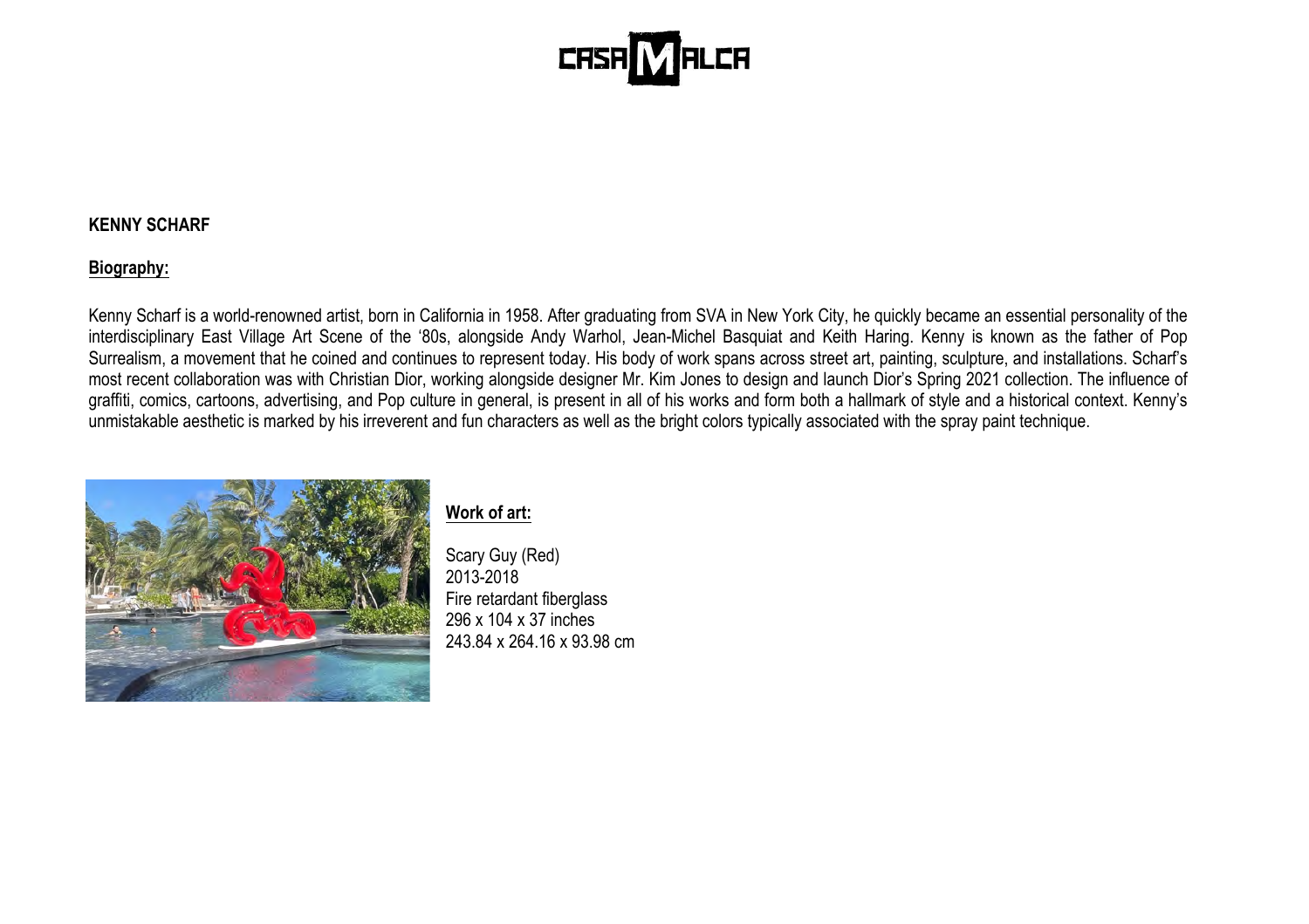**KENNY SCHARF**

**Biography:**

Kenny Scharf is a world-renowned artist, born in California in 1958. After graduating from SVA in New York City, he quickly became an essential personality of the interdisciplinary East Village Art Scene of the '80s, alongside Andy Warhol, Jean-Michel Basquiat and Keith Haring. Kenny is known as the father of Pop Surrealism, a movement that he coined and continues to represent today. His body of work spans across street art, painting, sculpture, and installations. Scharf's most recent collaboration was with Christian Dior, working alongside designer Mr. Kim Jones to design and launch Dior's Spring 2021 collection. The influence of graffiti, comics, cartoons, advertising, and Pop culture in general, is present in all of his works and form both a hallmark of style and a historical context. Kenny's unmistakable aesthetic is marked by his irreverent and fun characters as well as the bright colors typically associated with the spray paint technique.

**Work of art:**

Scary Guy (Red)
2013-2018
Fire retardant fiberglass
296 x 104 x 37 inches
243.84 x 264.16 x 93.98 cm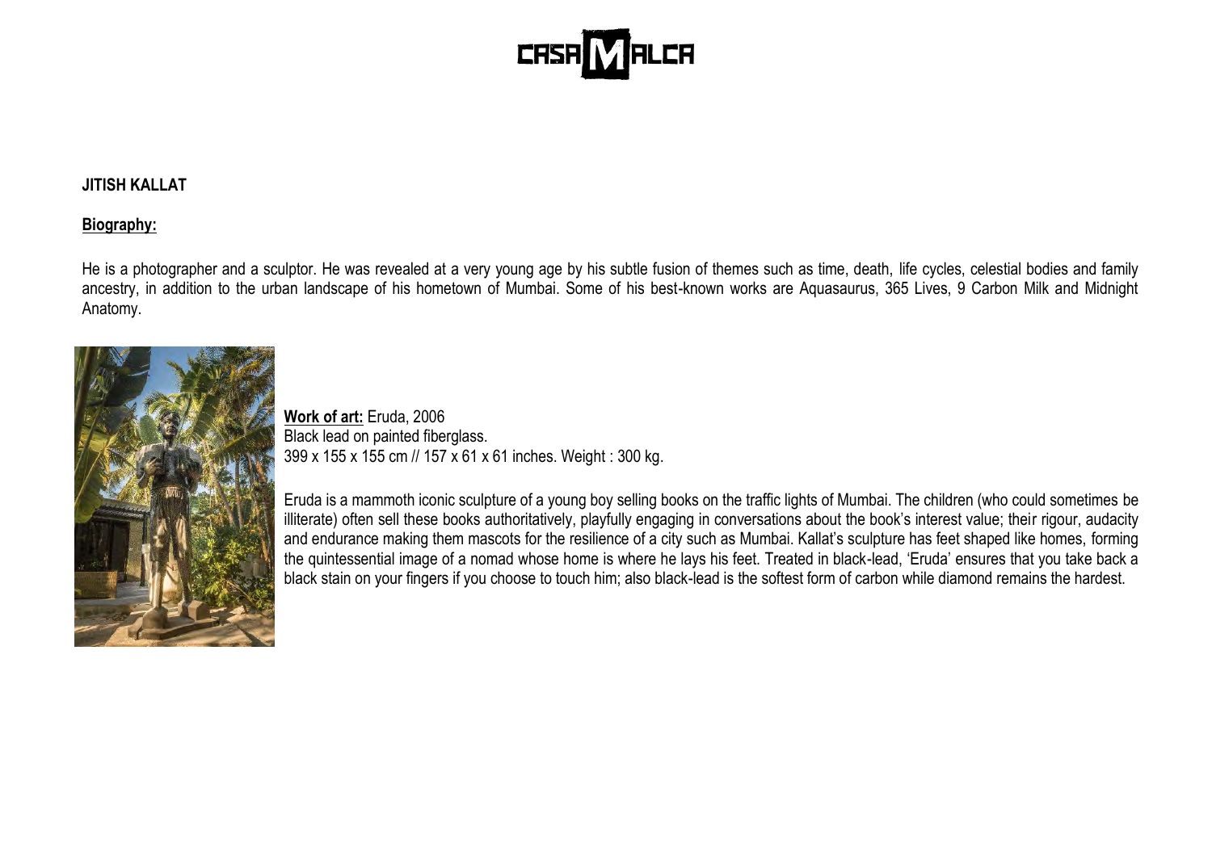**JITISH KALLAT**

**Biography:**

He is a photographer and a sculptor. He was revealed at a very young age by his subtle fusion of themes such as time, death, life cycles, celestial bodies and family ancestry, in addition to the urban landscape of his hometown of Mumbai. Some of his best-known works are Aquasaurus, 365 Lives, 9 Carbon Milk and Midnight Anatomy.

**Work of art:** Eruda, 2006
Black lead on painted fiberglass.
399 x 155 x 155 cm // 157 x 61 x 61 inches. Weight : 300 kg.

Eruda is a mammoth iconic sculpture of a young boy selling books on the traffic lights of Mumbai. The children (who could sometimes be illiterate) often sell these books authoritatively, playfully engaging in conversations about the book's interest value; their rigour, audacity and endurance making them mascots for the resilience of a city such as Mumbai. Kallat's sculpture has feet shaped like homes, forming the quintessential image of a nomad whose home is where he lays his feet. Treated in black-lead, 'Eruda' ensures that you take back a black stain on your fingers if you choose to touch him; also black-lead is the softest form of carbon while diamond remains the hardest.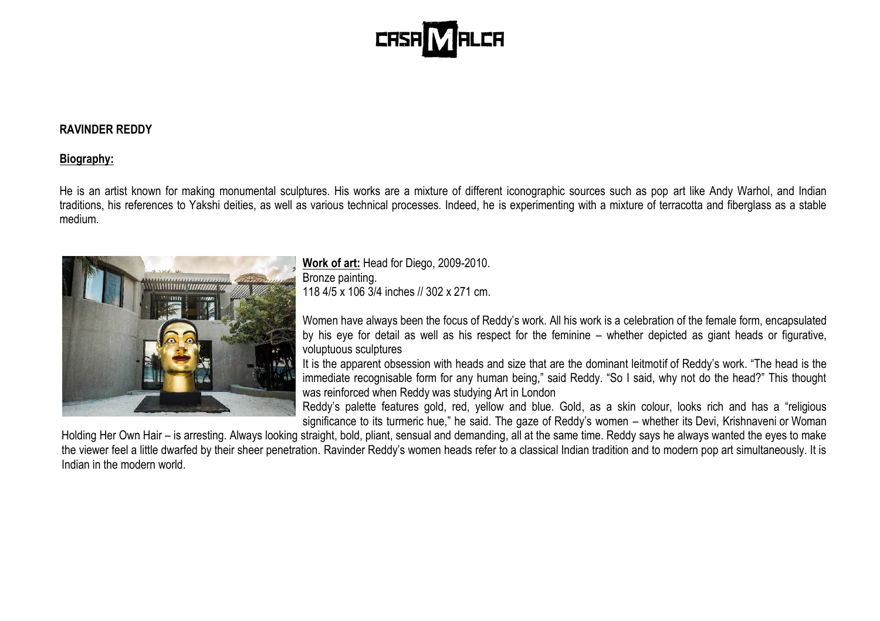## RAVINDER REDDY

**Biography:**

He is an artist known for making monumental sculptures. His works are a mixture of different iconographic sources such as pop art like Andy Warhol, and Indian traditions, his references to Yakshi deities, as well as various technical processes. Indeed, he is experimenting with a mixture of terracotta and fiberglass as a stable medium.

**Work of art:** Head for Diego, 2009-2010.
Bronze painting.
118 4/5 x 106 3/4 inches // 302 x 271 cm.

Women have always been the focus of Reddy's work. All his work is a celebration of the female form, encapsulated by his eye for detail as well as his respect for the feminine – whether depicted as giant heads or figurative, voluptuous sculptures

It is the apparent obsession with heads and size that are the dominant leitmotif of Reddy's work. "The head is the immediate recognisable form for any human being," said Reddy. "So I said, why not do the head?" This thought was reinforced when Reddy was studying Art in London

Reddy's palette features gold, red, yellow and blue. Gold, as a skin colour, looks rich and has a "religious significance to its turmeric hue," he said. The gaze of Reddy's women – whether its Devi, Krishnaveni or Woman Holding Her Own Hair – is arresting. Always looking straight, bold, pliant, sensual and demanding, all at the same time. Reddy says he always wanted the eyes to make the viewer feel a little dwarfed by their sheer penetration. Ravinder Reddy's women heads refer to a classical Indian tradition and to modern pop art simultaneously. It is Indian in the modern world.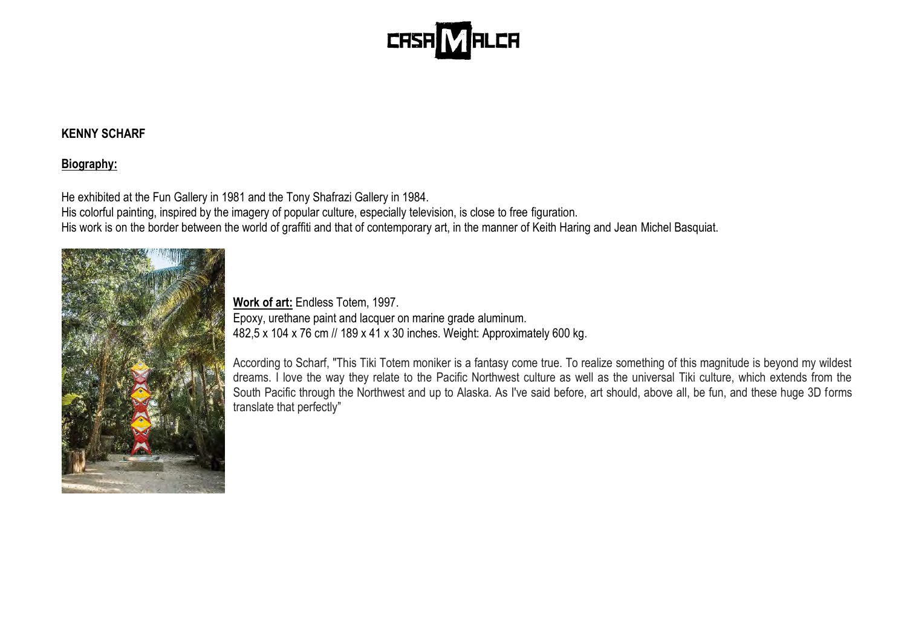**KENNY SCHARF**

**Biography:**

He exhibited at the Fun Gallery in 1981 and the Tony Shafrazi Gallery in 1984.
His colorful painting, inspired by the imagery of popular culture, especially television, is close to free figuration.
His work is on the border between the world of graffiti and that of contemporary art, in the manner of Keith Haring and Jean Michel Basquiat.

**Work of art:** Endless Totem, 1997.
Epoxy, urethane paint and lacquer on marine grade aluminum.
482,5 x 104 x 76 cm // 189 x 41 x 30 inches. Weight: Approximately 600 kg.

According to Scharf, "This Tiki Totem moniker is a fantasy come true. To realize something of this magnitude is beyond my wildest dreams. I love the way they relate to the Pacific Northwest culture as well as the universal Tiki culture, which extends from the South Pacific through the Northwest and up to Alaska. As I've said before, art should, above all, be fun, and these huge 3D forms translate that perfectly"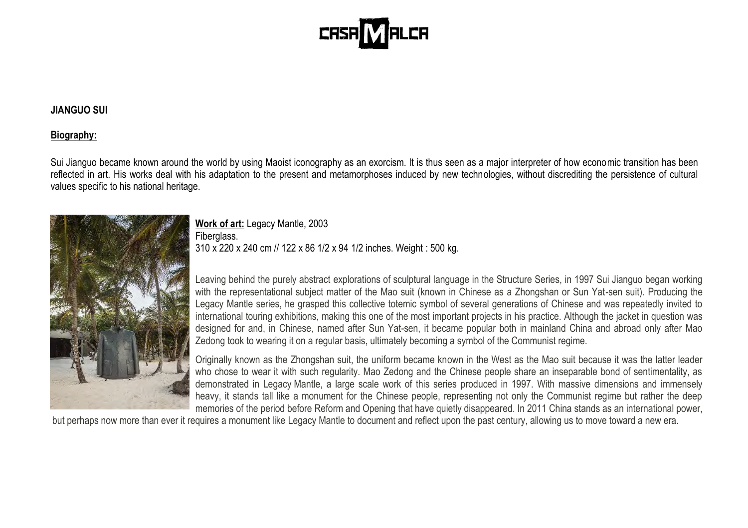**JIANGUO SUI**

**Biography:**

Sui Jianguo became known around the world by using Maoist iconography as an exorcism. It is thus seen as a major interpreter of how economic transition has been reflected in art. His works deal with his adaptation to the present and metamorphoses induced by new technologies, without discrediting the persistence of cultural values specific to his national heritage.

**Work of art:** Legacy Mantle, 2003
Fiberglass.
310 x 220 x 240 cm // 122 x 86 1/2 x 94 1/2 inches. Weight : 500 kg.

Leaving behind the purely abstract explorations of sculptural language in the Structure Series, in 1997 Sui Jianguo began working with the representational subject matter of the Mao suit (known in Chinese as a Zhongshan or Sun Yat-sen suit). Producing the Legacy Mantle series, he grasped this collective totemic symbol of several generations of Chinese and was repeatedly invited to international touring exhibitions, making this one of the most important projects in his practice. Although the jacket in question was designed for and, in Chinese, named after Sun Yat-sen, it became popular both in mainland China and abroad only after Mao Zedong took to wearing it on a regular basis, ultimately becoming a symbol of the Communist regime.

Originally known as the Zhongshan suit, the uniform became known in the West as the Mao suit because it was the latter leader who chose to wear it with such regularity. Mao Zedong and the Chinese people share an inseparable bond of sentimentality, as demonstrated in Legacy Mantle, a large scale work of this series produced in 1997. With massive dimensions and immensely heavy, it stands tall like a monument for the Chinese people, representing not only the Communist regime but rather the deep memories of the period before Reform and Opening that have quietly disappeared. In 2011 China stands as an international power, but perhaps now more than ever it requires a monument like Legacy Mantle to document and reflect upon the past century, allowing us to move toward a new era.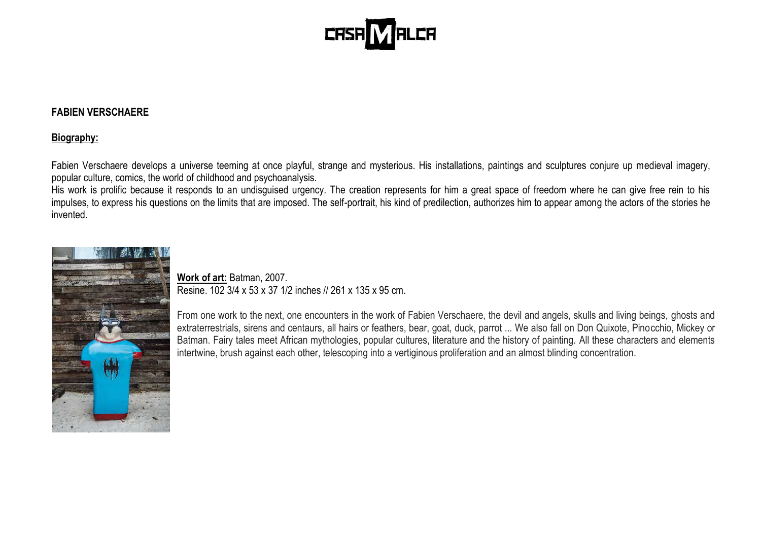**FABIEN VERSCHAERE**

**Biography:**

Fabien Verschaere develops a universe teeming at once playful, strange and mysterious. His installations, paintings and sculptures conjure up medieval imagery, popular culture, comics, the world of childhood and psychoanalysis.
His work is prolific because it responds to an undisguised urgency. The creation represents for him a great space of freedom where he can give free rein to his impulses, to express his questions on the limits that are imposed. The self-portrait, his kind of predilection, authorizes him to appear among the actors of the stories he invented.

**Work of art:** Batman, 2007.
Resine. 102 3/4 x 53 x 37 1/2 inches // 261 x 135 x 95 cm.

From one work to the next, one encounters in the work of Fabien Verschaere, the devil and angels, skulls and living beings, ghosts and extraterrestrials, sirens and centaurs, all hairs or feathers, bear, goat, duck, parrot ... We also fall on Don Quixote, Pinocchio, Mickey or Batman. Fairy tales meet African mythologies, popular cultures, literature and the history of painting. All these characters and elements intertwine, brush against each other, telescoping into a vertiginous proliferation and an almost blinding concentration.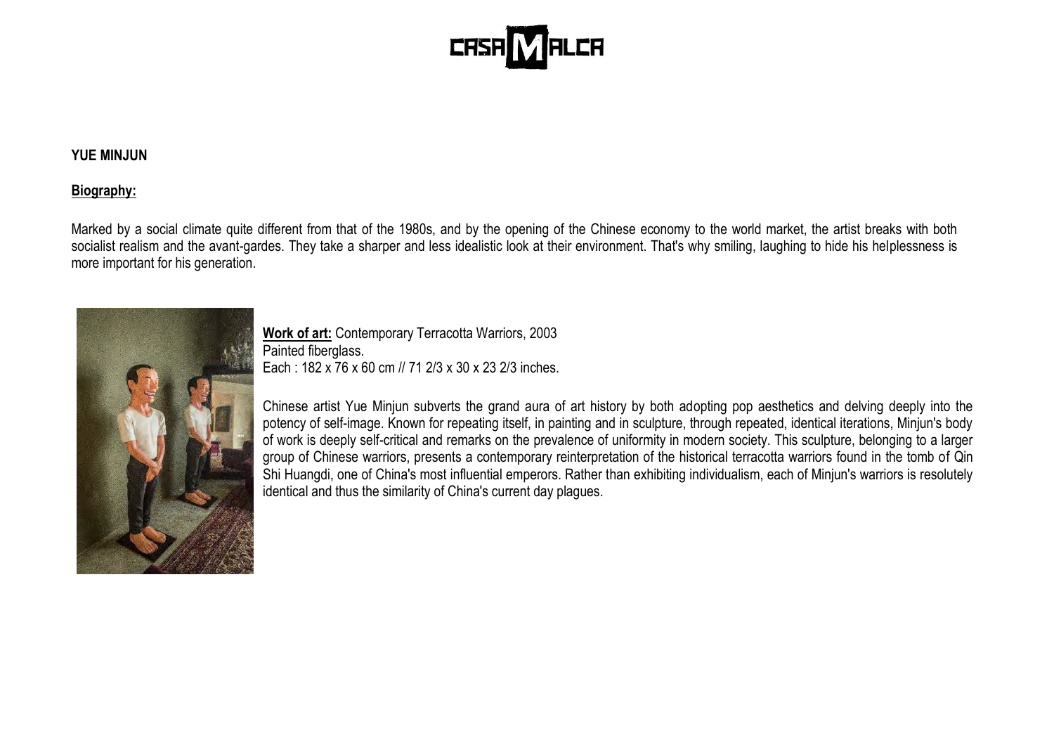**YUE MINJUN**

**Biography:**

Marked by a social climate quite different from that of the 1980s, and by the opening of the Chinese economy to the world market, the artist breaks with both socialist realism and the avant-gardes. They take a sharper and less idealistic look at their environment. That's why smiling, laughing to hide his helplessness is more important for his generation.

**Work of art:** Contemporary Terracotta Warriors, 2003
Painted fiberglass.
Each : 182 x 76 x 60 cm // 71 2/3 x 30 x 23 2/3 inches.

Chinese artist Yue Minjun subverts the grand aura of art history by both adopting pop aesthetics and delving deeply into the potency of self-image. Known for repeating itself, in painting and in sculpture, through repeated, identical iterations, Minjun's body of work is deeply self-critical and remarks on the prevalence of uniformity in modern society. This sculpture, belonging to a larger group of Chinese warriors, presents a contemporary reinterpretation of the historical terracotta warriors found in the tomb of Qin Shi Huangdi, one of China's most influential emperors. Rather than exhibiting individualism, each of Minjun's warriors is resolutely identical and thus the similarity of China's current day plagues.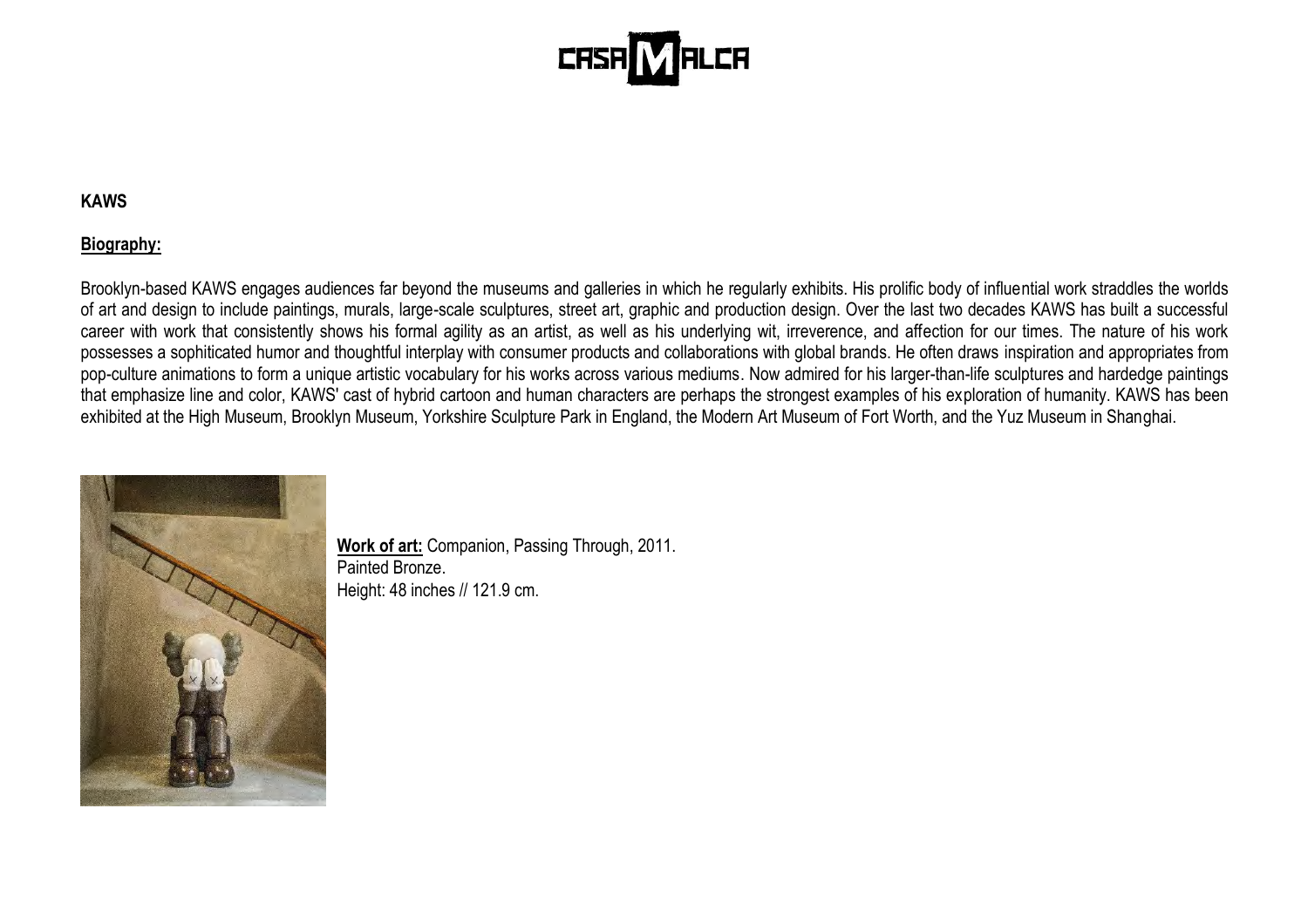**KAWS**

**Biography:**

Brooklyn-based KAWS engages audiences far beyond the museums and galleries in which he regularly exhibits. His prolific body of influential work straddles the worlds of art and design to include paintings, murals, large-scale sculptures, street art, graphic and production design. Over the last two decades KAWS has built a successful career with work that consistently shows his formal agility as an artist, as well as his underlying wit, irreverence, and affection for our times. The nature of his work possesses a sophiticated humor and thoughtful interplay with consumer products and collaborations with global brands. He often draws inspiration and appropriates from pop-culture animations to form a unique artistic vocabulary for his works across various mediums. Now admired for his larger-than-life sculptures and hardedge paintings that emphasize line and color, KAWS' cast of hybrid cartoon and human characters are perhaps the strongest examples of his exploration of humanity. KAWS has been exhibited at the High Museum, Brooklyn Museum, Yorkshire Sculpture Park in England, the Modern Art Museum of Fort Worth, and the Yuz Museum in Shanghai.

**Work of art:** Companion, Passing Through, 2011.
Painted Bronze.
Height: 48 inches // 121.9 cm.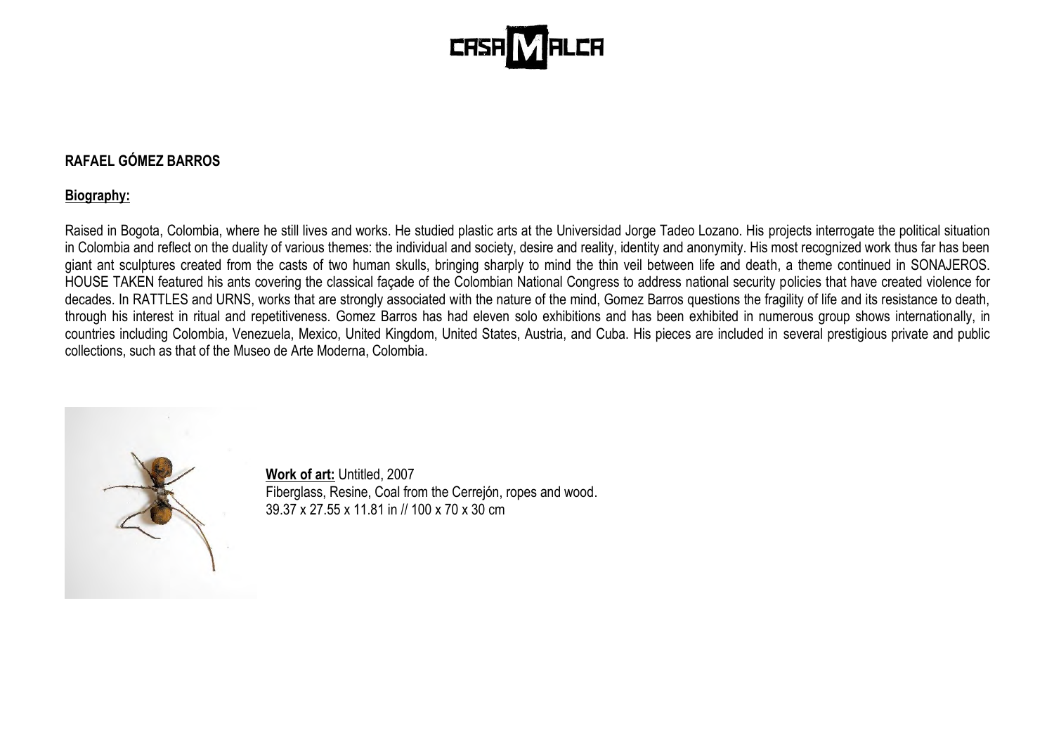## RAFAEL GÓMEZ BARROS

**Biography:**

Raised in Bogota, Colombia, where he still lives and works. He studied plastic arts at the Universidad Jorge Tadeo Lozano. His projects interrogate the political situation in Colombia and reflect on the duality of various themes: the individual and society, desire and reality, identity and anonymity. His most recognized work thus far has been giant ant sculptures created from the casts of two human skulls, bringing sharply to mind the thin veil between life and death, a theme continued in SONAJEROS. HOUSE TAKEN featured his ants covering the classical façade of the Colombian National Congress to address national security policies that have created violence for decades. In RATTLES and URNS, works that are strongly associated with the nature of the mind, Gomez Barros questions the fragility of life and its resistance to death, through his interest in ritual and repetitiveness. Gomez Barros has had eleven solo exhibitions and has been exhibited in numerous group shows internationally, in countries including Colombia, Venezuela, Mexico, United Kingdom, United States, Austria, and Cuba. His pieces are included in several prestigious private and public collections, such as that of the Museo de Arte Moderna, Colombia.

**Work of art:** Untitled, 2007
Fiberglass, Resine, Coal from the Cerrejón, ropes and wood.
39.37 x 27.55 x 11.81 in // 100 x 70 x 30 cm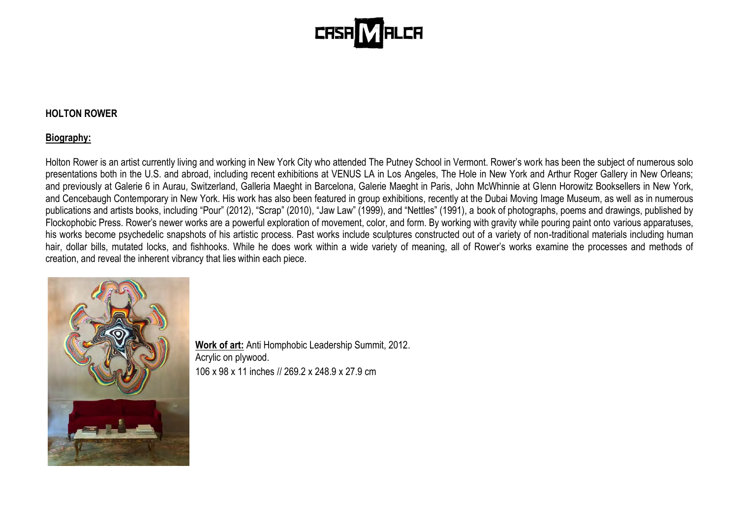## HOLTON ROWER

**Biography:**

Holton Rower is an artist currently living and working in New York City who attended The Putney School in Vermont. Rower's work has been the subject of numerous solo presentations both in the U.S. and abroad, including recent exhibitions at VENUS LA in Los Angeles, The Hole in New York and Arthur Roger Gallery in New Orleans; and previously at Galerie 6 in Aurau, Switzerland, Galleria Maeght in Barcelona, Galerie Maeght in Paris, John McWhinnie at Glenn Horowitz Booksellers in New York, and Cencebaugh Contemporary in New York. His work has also been featured in group exhibitions, recently at the Dubai Moving Image Museum, as well as in numerous publications and artists books, including "Pour" (2012), "Scrap" (2010), "Jaw Law" (1999), and "Nettles" (1991), a book of photographs, poems and drawings, published by Flockophobic Press. Rower's newer works are a powerful exploration of movement, color, and form. By working with gravity while pouring paint onto various apparatuses, his works become psychedelic snapshots of his artistic process. Past works include sculptures constructed out of a variety of non-traditional materials including human hair, dollar bills, mutated locks, and fishhooks. While he does work within a wide variety of meaning, all of Rower's works examine the processes and methods of creation, and reveal the inherent vibrancy that lies within each piece.

**Work of art:** Anti Homphobic Leadership Summit, 2012.
Acrylic on plywood.
106 x 98 x 11 inches // 269.2 x 248.9 x 27.9 cm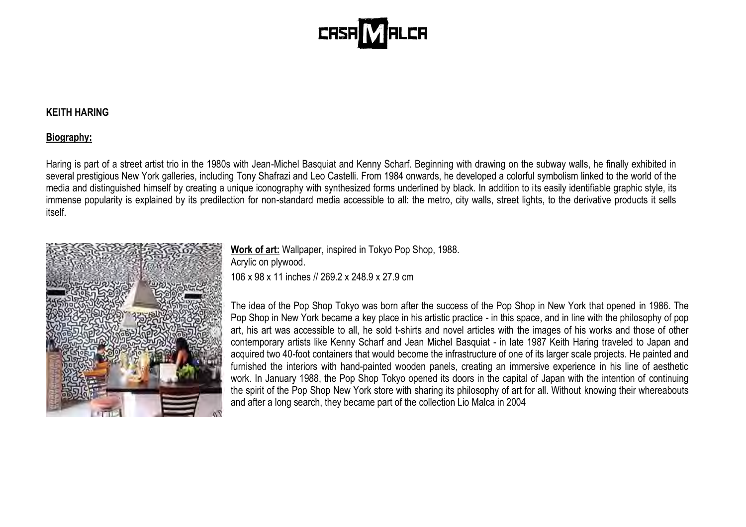**KEITH HARING**

**Biography:**

Haring is part of a street artist trio in the 1980s with Jean-Michel Basquiat and Kenny Scharf. Beginning with drawing on the subway walls, he finally exhibited in several prestigious New York galleries, including Tony Shafrazi and Leo Castelli. From 1984 onwards, he developed a colorful symbolism linked to the world of the media and distinguished himself by creating a unique iconography with synthesized forms underlined by black. In addition to its easily identifiable graphic style, its immense popularity is explained by its predilection for non-standard media accessible to all: the metro, city walls, street lights, to the derivative products it sells itself.

**Work of art:** Wallpaper, inspired in Tokyo Pop Shop, 1988.
Acrylic on plywood.
106 x 98 x 11 inches // 269.2 x 248.9 x 27.9 cm

The idea of the Pop Shop Tokyo was born after the success of the Pop Shop in New York that opened in 1986. The Pop Shop in New York became a key place in his artistic practice - in this space, and in line with the philosophy of pop art, his art was accessible to all, he sold t-shirts and novel articles with the images of his works and those of other contemporary artists like Kenny Scharf and Jean Michel Basquiat - in late 1987 Keith Haring traveled to Japan and acquired two 40-foot containers that would become the infrastructure of one of its larger scale projects. He painted and furnished the interiors with hand-painted wooden panels, creating an immersive experience in his line of aesthetic work. In January 1988, the Pop Shop Tokyo opened its doors in the capital of Japan with the intention of continuing the spirit of the Pop Shop New York store with sharing its philosophy of art for all. Without knowing their whereabouts and after a long search, they became part of the collection Lio Malca in 2004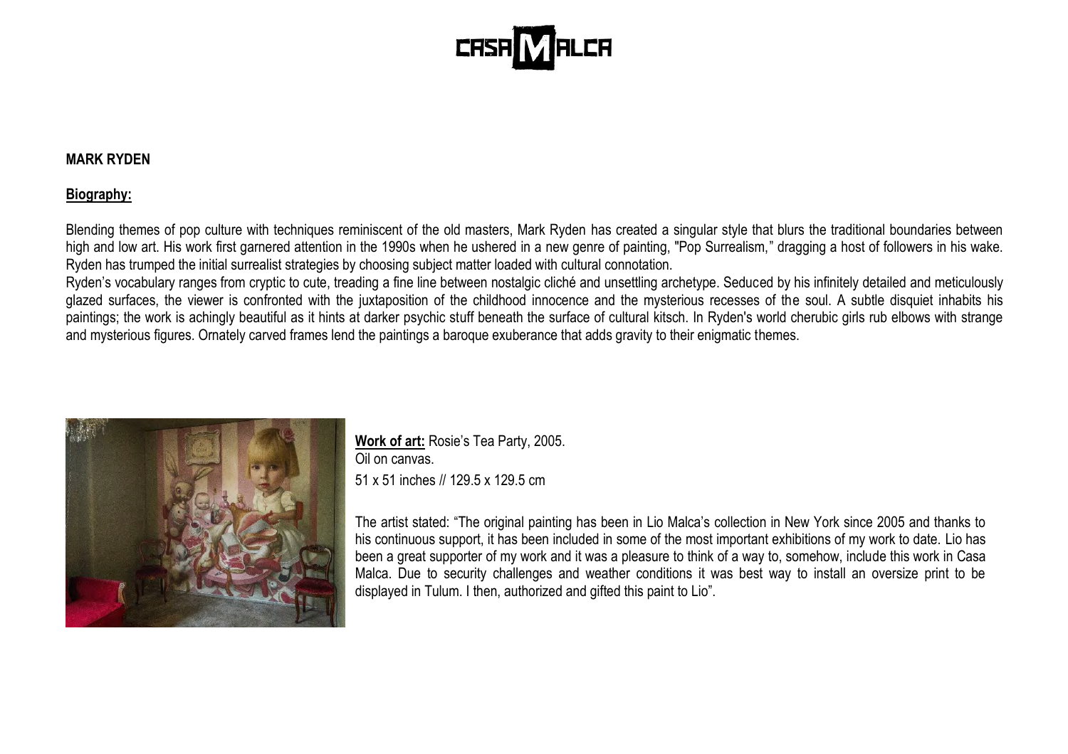**MARK RYDEN**

**Biography:**

Blending themes of pop culture with techniques reminiscent of the old masters, Mark Ryden has created a singular style that blurs the traditional boundaries between high and low art. His work first garnered attention in the 1990s when he ushered in a new genre of painting, "Pop Surrealism," dragging a host of followers in his wake. Ryden has trumped the initial surrealist strategies by choosing subject matter loaded with cultural connotation.
Ryden's vocabulary ranges from cryptic to cute, treading a fine line between nostalgic cliché and unsettling archetype. Seduced by his infinitely detailed and meticulously glazed surfaces, the viewer is confronted with the juxtaposition of the childhood innocence and the mysterious recesses of the soul. A subtle disquiet inhabits his paintings; the work is achingly beautiful as it hints at darker psychic stuff beneath the surface of cultural kitsch. In Ryden's world cherubic girls rub elbows with strange and mysterious figures. Ornately carved frames lend the paintings a baroque exuberance that adds gravity to their enigmatic themes.

**Work of art:** Rosie's Tea Party, 2005.
Oil on canvas.
51 x 51 inches // 129.5 x 129.5 cm

The artist stated: "The original painting has been in Lio Malca's collection in New York since 2005 and thanks to his continuous support, it has been included in some of the most important exhibitions of my work to date. Lio has been a great supporter of my work and it was a pleasure to think of a way to, somehow, include this work in Casa Malca. Due to security challenges and weather conditions it was best way to install an oversize print to be displayed in Tulum. I then, authorized and gifted this paint to Lio".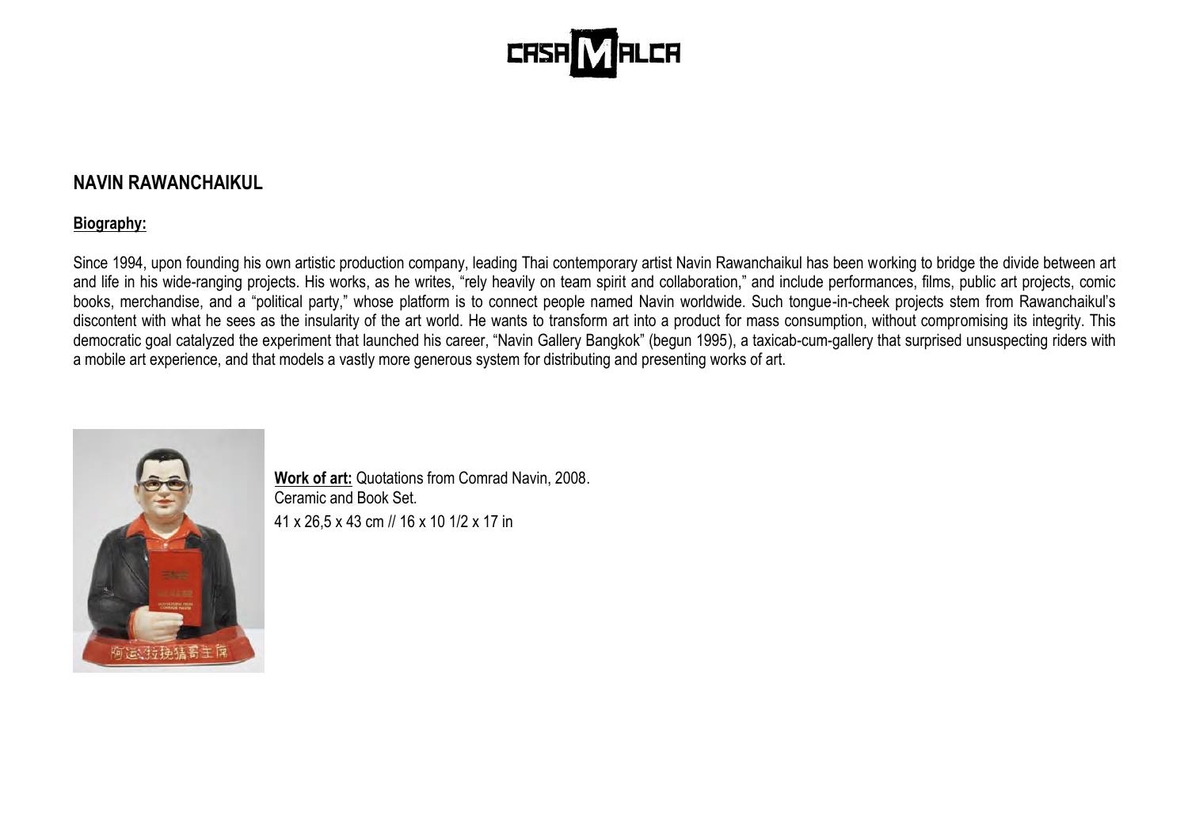## NAVIN RAWANCHAIKUL

**Biography:**

Since 1994, upon founding his own artistic production company, leading Thai contemporary artist Navin Rawanchaikul has been working to bridge the divide between art and life in his wide-ranging projects. His works, as he writes, "rely heavily on team spirit and collaboration," and include performances, films, public art projects, comic books, merchandise, and a "political party," whose platform is to connect people named Navin worldwide. Such tongue-in-cheek projects stem from Rawanchaikul's discontent with what he sees as the insularity of the art world. He wants to transform art into a product for mass consumption, without compromising its integrity. This democratic goal catalyzed the experiment that launched his career, "Navin Gallery Bangkok" (begun 1995), a taxicab-cum-gallery that surprised unsuspecting riders with a mobile art experience, and that models a vastly more generous system for distributing and presenting works of art.

**Work of art:** Quotations from Comrad Navin, 2008.
Ceramic and Book Set.
41 x 26,5 x 43 cm // 16 x 10 1/2 x 17 in